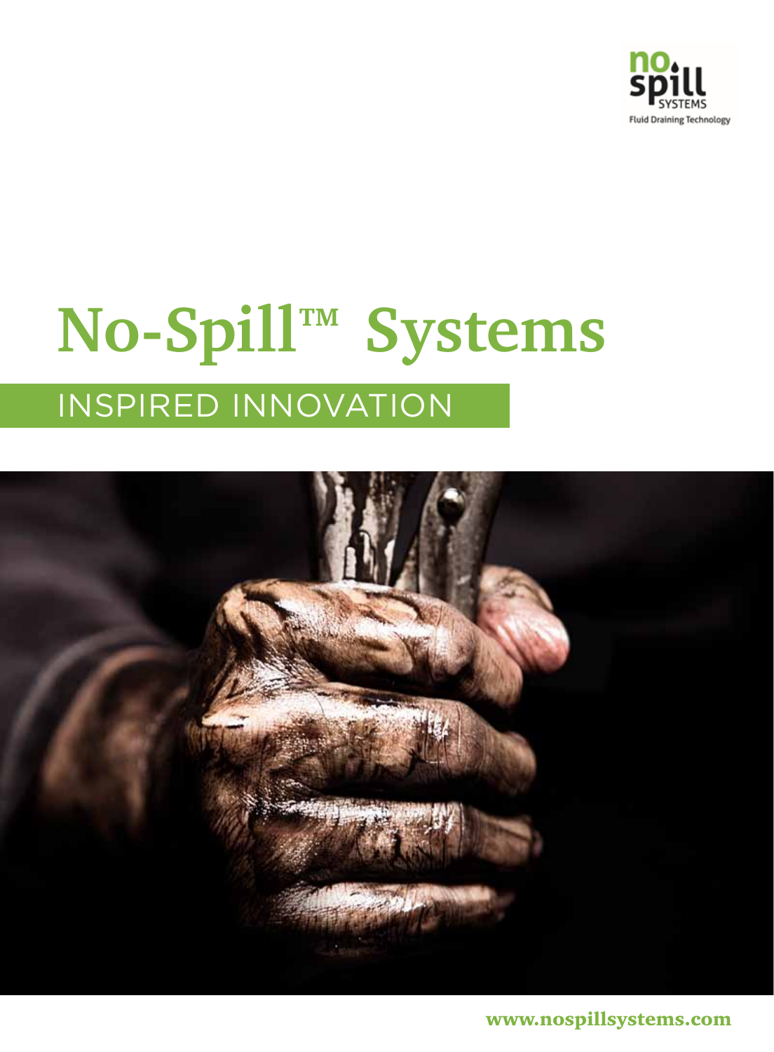no spill
SYSTEMS
Fluid Draining Technology

# No-Spill™ Systems

## INSPIRED INNOVATION

www.nospillsystems.com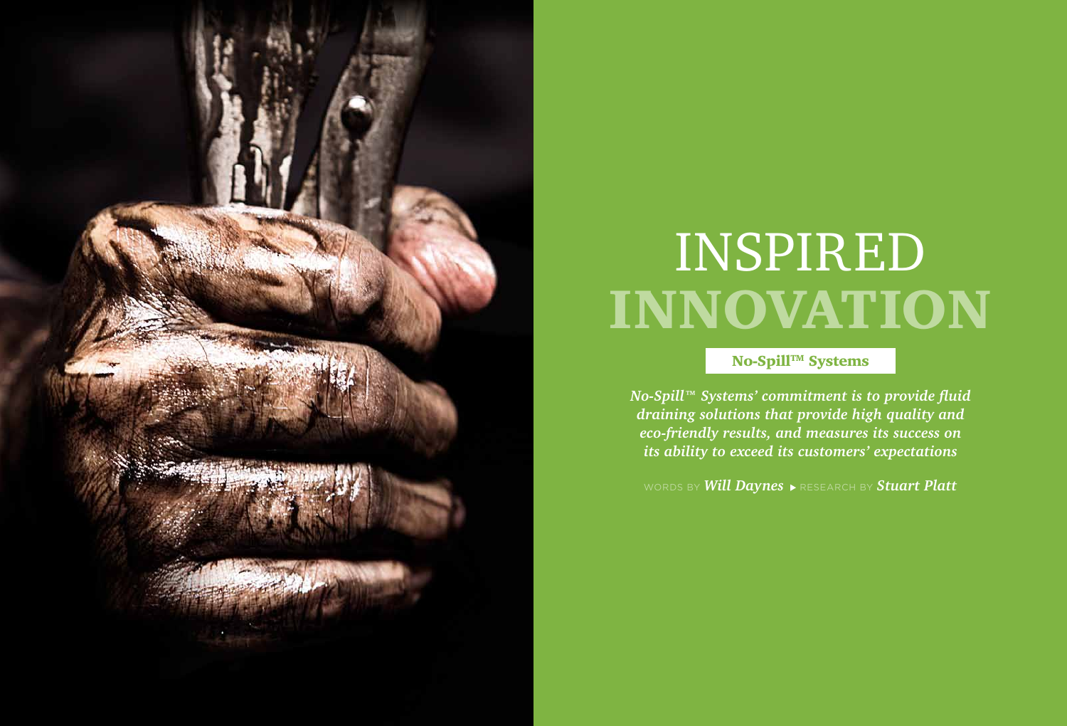# INSPIRED INNOVATION

**No-Spill™ Systems**

***No-Spill™ Systems' commitment is to provide fluid draining solutions that provide high quality and eco-friendly results, and measures its success on its ability to exceed its customers' expectations***

WORDS BY ***Will Daynes*** ▸ RESEARCH BY ***Stuart Platt***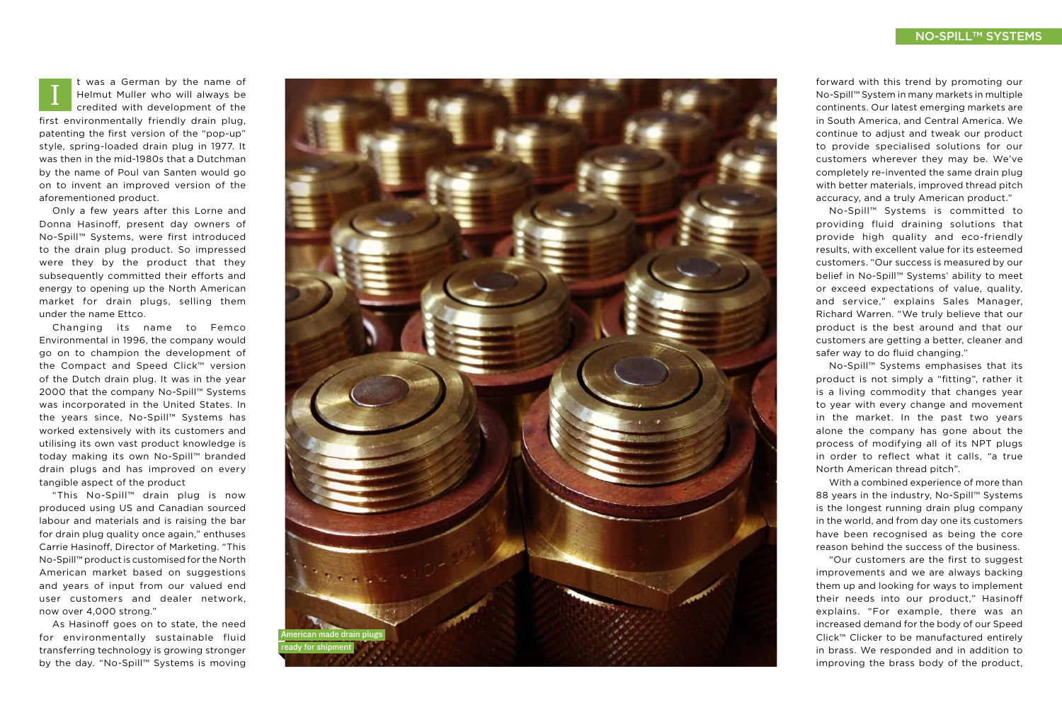It was a German by the name of Helmut Muller who will always be credited with development of the first environmentally friendly drain plug, patenting the first version of the "pop-up" style, spring-loaded drain plug in 1977. It was then in the mid-1980s that a Dutchman by the name of Poul van Santen would go on to invent an improved version of the aforementioned product.

Only a few years after this Lorne and Donna Hasinoff, present day owners of No-Spill™ Systems, were first introduced to the drain plug product. So impressed were they by the product that they subsequently committed their efforts and energy to opening up the North American market for drain plugs, selling them under the name Ettco.

Changing its name to Femco Environmental in 1996, the company would go on to champion the development of the Compact and Speed Click™ version of the Dutch drain plug. It was in the year 2000 that the company No-Spill™ Systems was incorporated in the United States. In the years since, No-Spill™ Systems has worked extensively with its customers and utilising its own vast product knowledge is today making its own No-Spill™ branded drain plugs and has improved on every tangible aspect of the product

"This No-Spill™ drain plug is now produced using US and Canadian sourced labour and materials and is raising the bar for drain plug quality once again," enthuses Carrie Hasinoff, Director of Marketing. "This No-Spill™ product is customised for the North American market based on suggestions and years of input from our valued end user customers and dealer network, now over 4,000 strong."

As Hasinoff goes on to state, the need for environmentally sustainable fluid transferring technology is growing stronger by the day. "No-Spill™ Systems is moving forward with this trend by promoting our No-Spill™ System in many markets in multiple continents. Our latest emerging markets are in South America, and Central America. We continue to adjust and tweak our product to provide specialised solutions for our customers wherever they may be. We've completely re-invented the same drain plug with better materials, improved thread pitch accuracy, and a truly American product."

American made drain plugs ready for shipment

No-Spill™ Systems is committed to providing fluid draining solutions that provide high quality and eco-friendly results, with excellent value for its esteemed customers. "Our success is measured by our belief in No-Spill™ Systems' ability to meet or exceed expectations of value, quality, and service," explains Sales Manager, Richard Warren. "We truly believe that our product is the best around and that our customers are getting a better, cleaner and safer way to do fluid changing."

No-Spill™ Systems emphasises that its product is not simply a "fitting", rather it is a living commodity that changes year to year with every change and movement in the market. In the past two years alone the company has gone about the process of modifying all of its NPT plugs in order to reflect what it calls, "a true North American thread pitch".

With a combined experience of more than 88 years in the industry, No-Spill™ Systems is the longest running drain plug company in the world, and from day one its customers have been recognised as being the core reason behind the success of the business.

"Our customers are the first to suggest improvements and we are always backing them up and looking for ways to implement their needs into our product," Hasinoff explains. "For example, there was an increased demand for the body of our Speed Click™ Clicker to be manufactured entirely in brass. We responded and in addition to improving the brass body of the product,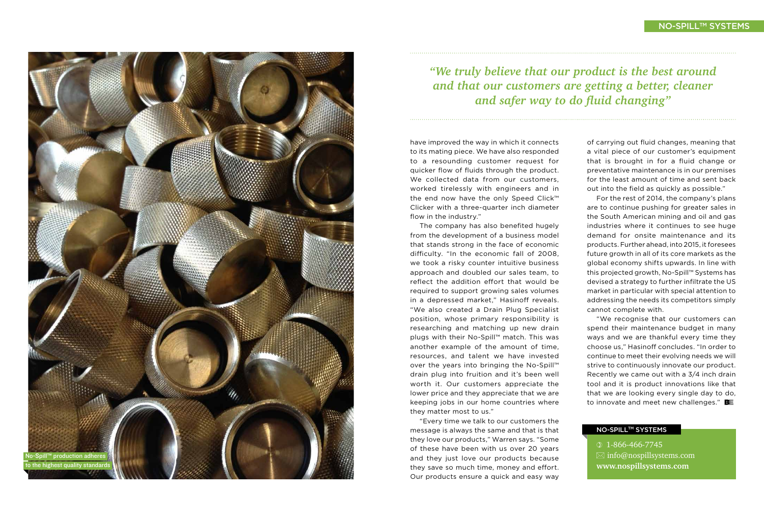*"We truly believe that our product is the best around and that our customers are getting a better, cleaner and safer way to do fluid changing"*

have improved the way in which it connects to its mating piece. We have also responded to a resounding customer request for quicker flow of fluids through the product. We collected data from our customers, worked tirelessly with engineers and in the end now have the only Speed Click™ Clicker with a three-quarter inch diameter flow in the industry."

The company has also benefited hugely from the development of a business model that stands strong in the face of economic difficulty. "In the economic fall of 2008, we took a risky counter intuitive business approach and doubled our sales team, to reflect the addition effort that would be required to support growing sales volumes in a depressed market," Hasinoff reveals. "We also created a Drain Plug Specialist position, whose primary responsibility is researching and matching up new drain plugs with their No-Spill™ match. This was another example of the amount of time, resources, and talent we have invested over the years into bringing the No-Spill™ drain plug into fruition and it's been well worth it. Our customers appreciate the lower price and they appreciate that we are keeping jobs in our home countries where they matter most to us."

"Every time we talk to our customers the message is always the same and that is that they love our products," Warren says. "Some of these have been with us over 20 years and they just love our products because they save so much time, money and effort. Our products ensure a quick and easy way of carrying out fluid changes, meaning that a vital piece of our customer's equipment that is brought in for a fluid change or preventative maintenance is in our premises for the least amount of time and sent back out into the field as quickly as possible."

For the rest of 2014, the company's plans are to continue pushing for greater sales in the South American mining and oil and gas industries where it continues to see huge demand for onsite maintenance and its products. Further ahead, into 2015, it foresees future growth in all of its core markets as the global economy shifts upwards. In line with this projected growth, No-Spill™ Systems has devised a strategy to further infiltrate the US market in particular with special attention to addressing the needs its competitors simply cannot complete with.

"We recognise that our customers can spend their maintenance budget in many ways and we are thankful every time they choose us," Hasinoff concludes. "In order to continue to meet their evolving needs we will strive to continuously innovate our product. Recently we came out with a 3/4 inch drain tool and it is product innovations like that that we are looking every single day to do, to innovate and meet new challenges."

No-Spill™ production adheres to the highest quality standards

**NO-SPILL™ SYSTEMS**

1-866-466-7745
info@nospillsystems.com
**www.nospillsystems.com**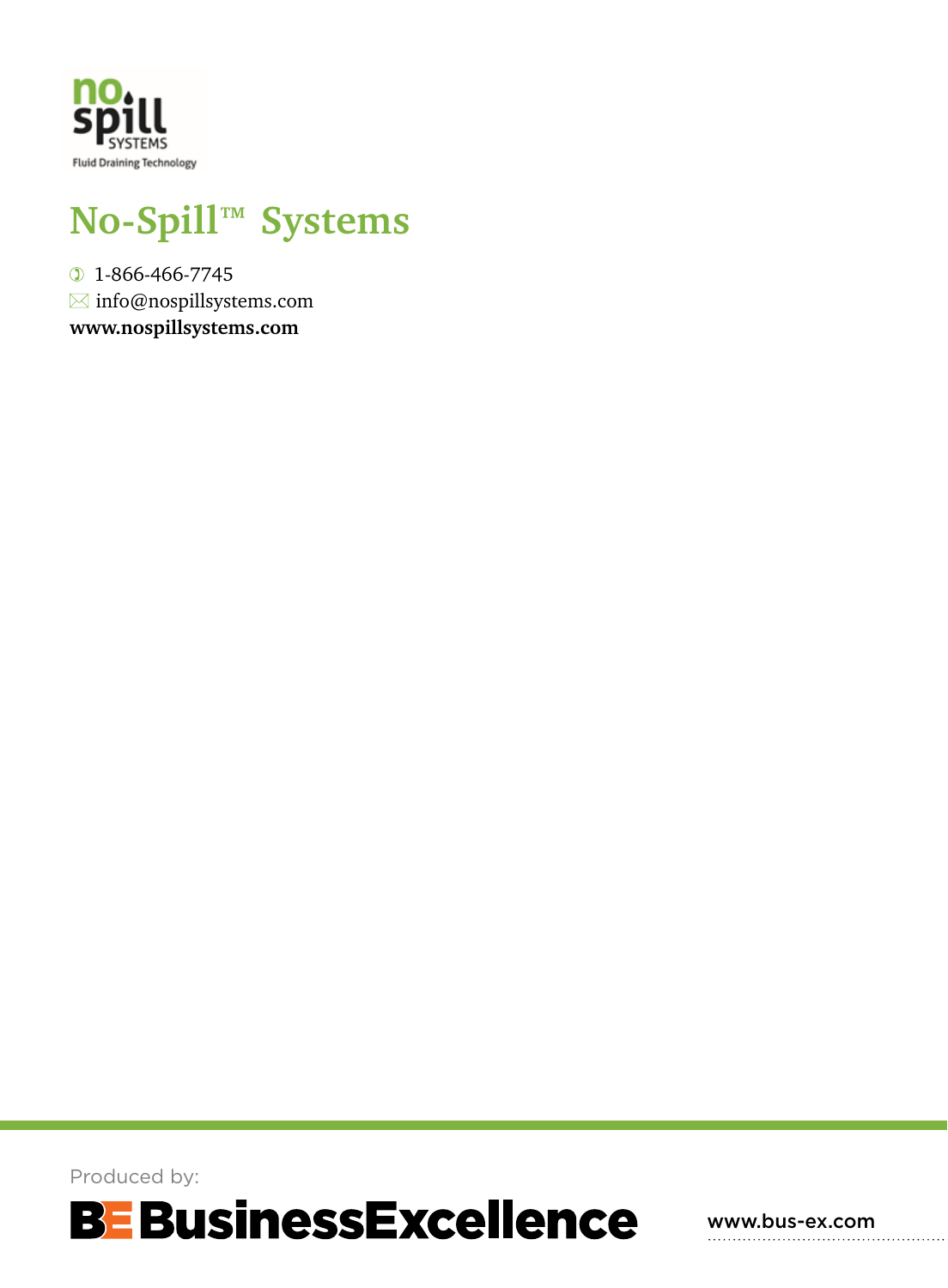## No-Spill™ Systems

1-866-466-7745

info@nospillsystems.com

**www.nospillsystems.com**

Produced by:

BusinessExcellence

www.bus-ex.com